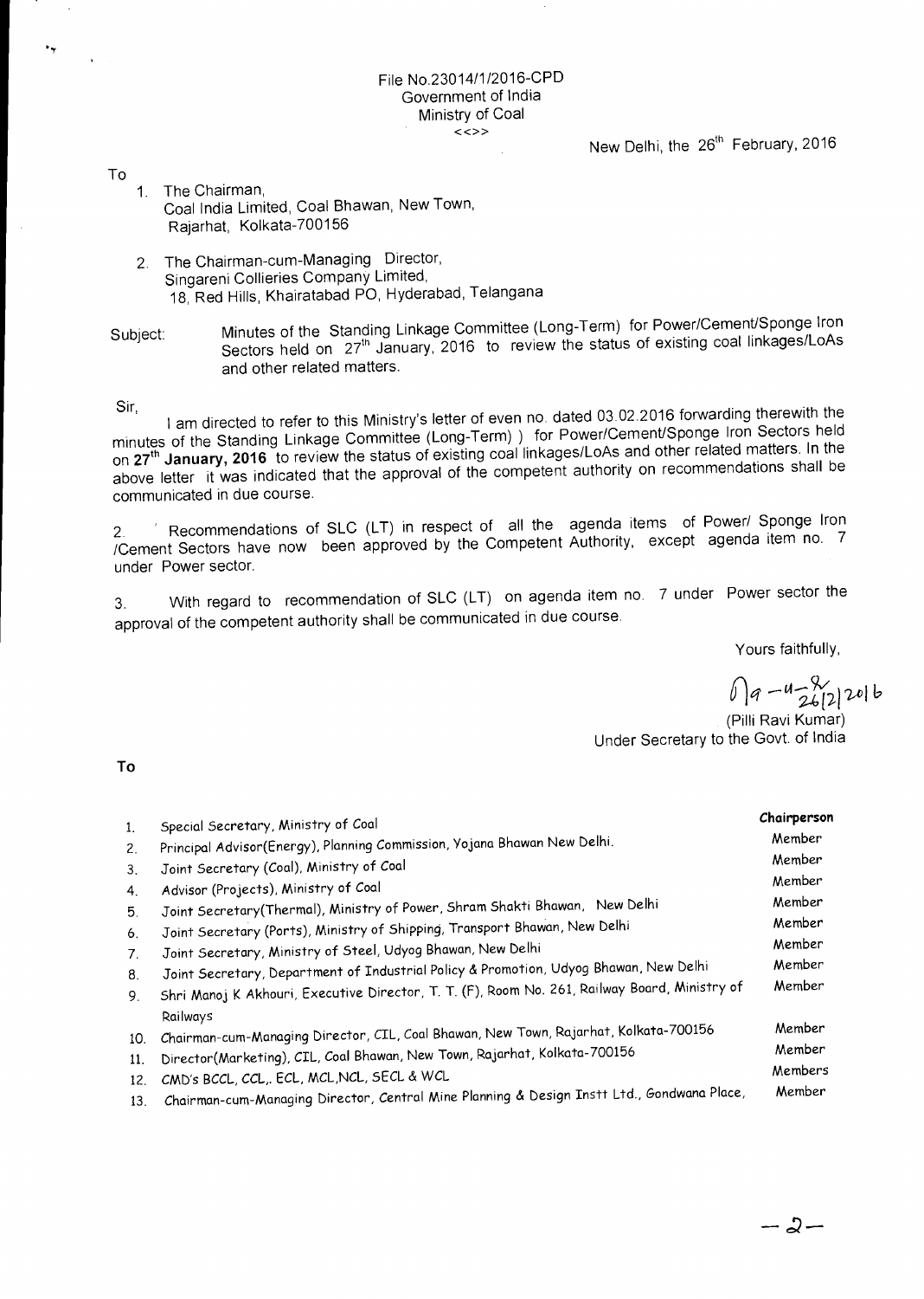File No.23014/1/2016-CPD
Government of India
Ministry of Coal
<<>>

New Delhi, the 26th February, 2016

To

1. The Chairman,
   Coal India Limited, Coal Bhawan, New Town,
   Rajarhat, Kolkata-700156

2. The Chairman-cum-Managing Director,
   Singareni Collieries Company Limited,
   18, Red Hills, Khairatabad PO, Hyderabad, Telangana

Subject: Minutes of the Standing Linkage Committee (Long-Term) for Power/Cement/Sponge Iron Sectors held on 27th January, 2016 to review the status of existing coal linkages/LoAs and other related matters.

Sir,

I am directed to refer to this Ministry's letter of even no. dated 03.02.2016 forwarding therewith the minutes of the Standing Linkage Committee (Long-Term) ) for Power/Cement/Sponge Iron Sectors held on **27th January, 2016** to review the status of existing coal linkages/LoAs and other related matters. In the above letter it was indicated that the approval of the competent authority on recommendations shall be communicated in due course.

2. Recommendations of SLC (LT) in respect of all the agenda items of Power/ Sponge Iron /Cement Sectors have now been approved by the Competent Authority, except agenda item no. 7 under Power sector.

3. With regard to recommendation of SLC (LT) on agenda item no. 7 under Power sector the approval of the competent authority shall be communicated in due course.

Yours faithfully,

Sd/- 26/2/2016

(Pilli Ravi Kumar)
Under Secretary to the Govt. of India

**To**

| | | |
|---|---|---|
| 1. | Special Secretary, Ministry of Coal | **Chairperson** |
| 2. | Principal Advisor(Energy), Planning Commission, Yojana Bhawan New Delhi. | Member |
| 3. | Joint Secretary (Coal), Ministry of Coal | Member |
| 4. | Advisor (Projects), Ministry of Coal | Member |
| 5. | Joint Secretary(Thermal), Ministry of Power, Shram Shakti Bhawan, New Delhi | Member |
| 6. | Joint Secretary (Ports), Ministry of Shipping, Transport Bhawan, New Delhi | Member |
| 7. | Joint Secretary, Ministry of Steel, Udyog Bhawan, New Delhi | Member |
| 8. | Joint Secretary, Department of Industrial Policy & Promotion, Udyog Bhawan, New Delhi | Member |
| 9. | Shri Manoj K Akhouri, Executive Director, T. T. (F), Room No. 261, Railway Board, Ministry of Railways | Member |
| 10. | Chairman-cum-Managing Director, CIL, Coal Bhawan, New Town, Rajarhat, Kolkata-700156 | Member |
| 11. | Director(Marketing), CIL, Coal Bhawan, New Town, Rajarhat, Kolkata-700156 | Member |
| 12. | CMD's BCCL, CCL,. ECL, MCL,NCL, SECL & WCL | Members |
| 13. | Chairman-cum-Managing Director, Central Mine Planning & Design Instt Ltd., Gondwana Place, | Member |

-2-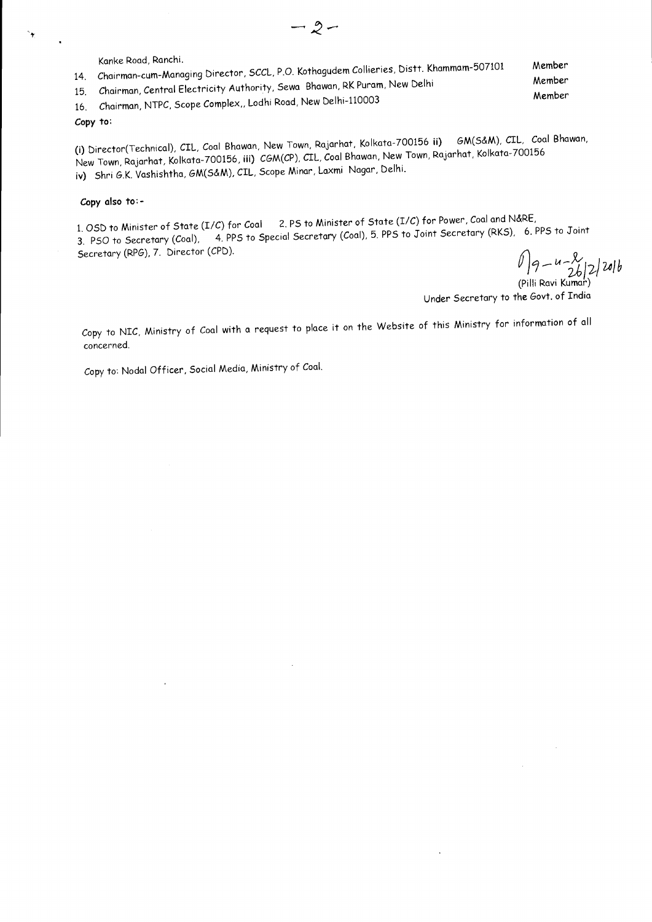Kanke Road, Ranchi.

| | | |
|---|---|---|
| 14. | Chairman-cum-Managing Director, SCCL, P.O. Kothagudem Collieries, Distt. Khammam-507101 | Member |
| 15. | Chairman, Central Electricity Authority, Sewa Bhawan, RK Puram, New Delhi | Member |
| 16. | Chairman, NTPC, Scope Complex,, Lodhi Road, New Delhi-110003 | Member |

**Copy to:**

(i) Director(Technical), CIL, Coal Bhawan, New Town, Rajarhat, Kolkata-700156 ii) GM(S&M), CIL, Coal Bhawan, New Town, Rajarhat, Kolkata-700156, iii) CGM(CP), CIL, Coal Bhawan, New Town, Rajarhat, Kolkata-700156
iv) Shri G.K. Vashishtha, GM(S&M), CIL, Scope Minar, Laxmi Nagar, Delhi.

**Copy also to:-**

1. OSD to Minister of State (I/C) for Coal 2. PS to Minister of State (I/C) for Power, Coal and N&RE, 3. PSO to Secretary (Coal), 4. PPS to Special Secretary (Coal), 5. PPS to Joint Secretary (RKS), 6. PPS to Joint Secretary (RPG), 7. Director (CPD).

26/2/2016
(Pilli Ravi Kumar)
Under Secretary to the Govt. of India

Copy to NIC, Ministry of Coal with a request to place it on the Website of this Ministry for information of all concerned.

Copy to: Nodal Officer, Social Media, Ministry of Coal.